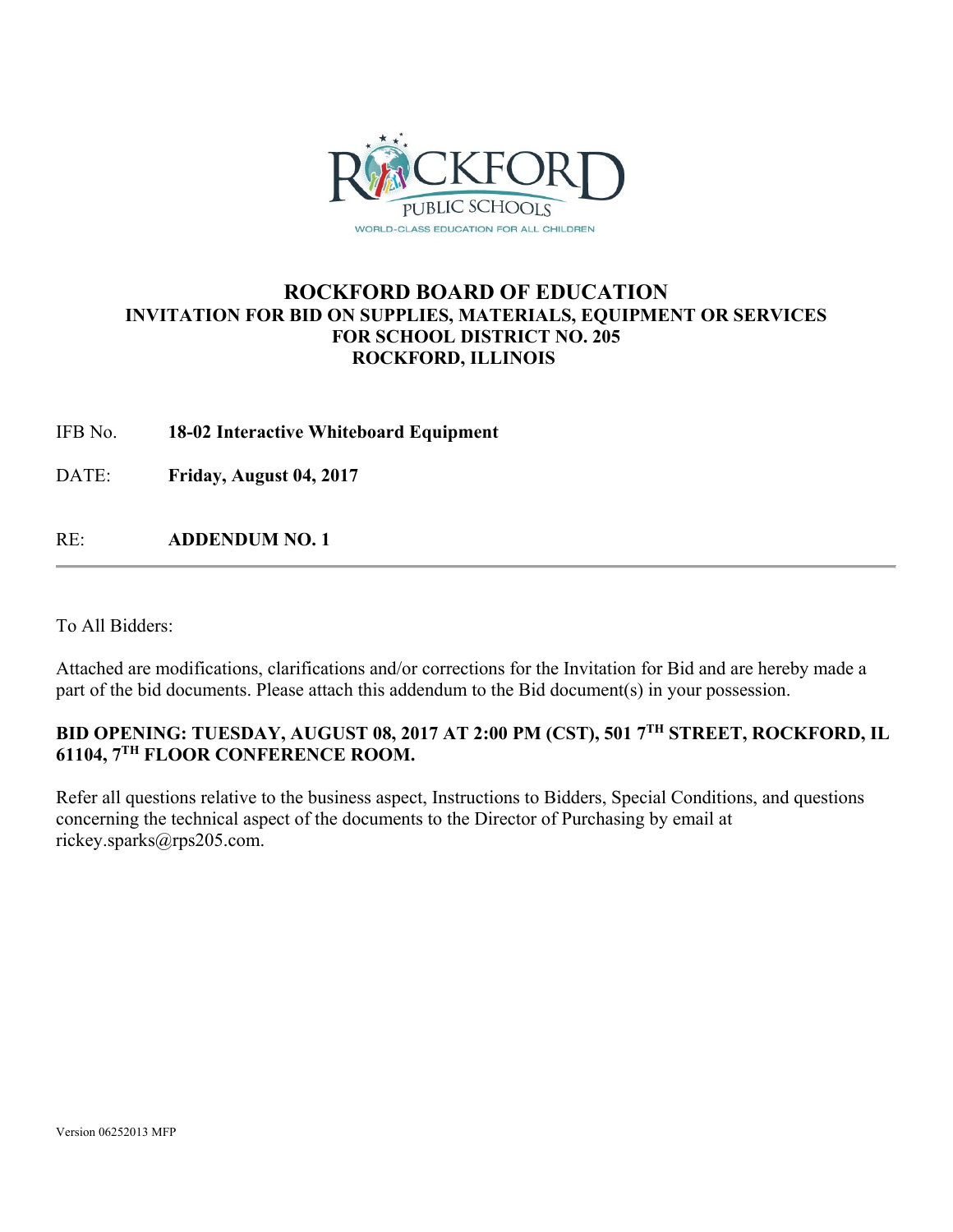ROCKFORD PUBLIC SCHOOLS

WORLD-CLASS EDUCATION FOR ALL CHILDREN

# ROCKFORD BOARD OF EDUCATION

## INVITATION FOR BID ON SUPPLIES, MATERIALS, EQUIPMENT OR SERVICES FOR SCHOOL DISTRICT NO. 205 ROCKFORD, ILLINOIS

IFB No. **18-02 Interactive Whiteboard Equipment**

DATE: **Friday, August 04, 2017**

RE: **ADDENDUM NO. 1**

---

To All Bidders:

Attached are modifications, clarifications and/or corrections for the Invitation for Bid and are hereby made a part of the bid documents. Please attach this addendum to the Bid document(s) in your possession.

**BID OPENING: TUESDAY, AUGUST 08, 2017 AT 2:00 PM (CST), 501 7TH STREET, ROCKFORD, IL 61104, 7TH FLOOR CONFERENCE ROOM.**

Refer all questions relative to the business aspect, Instructions to Bidders, Special Conditions, and questions concerning the technical aspect of the documents to the Director of Purchasing by email at rickey.sparks@rps205.com.

Version 06252013 MFP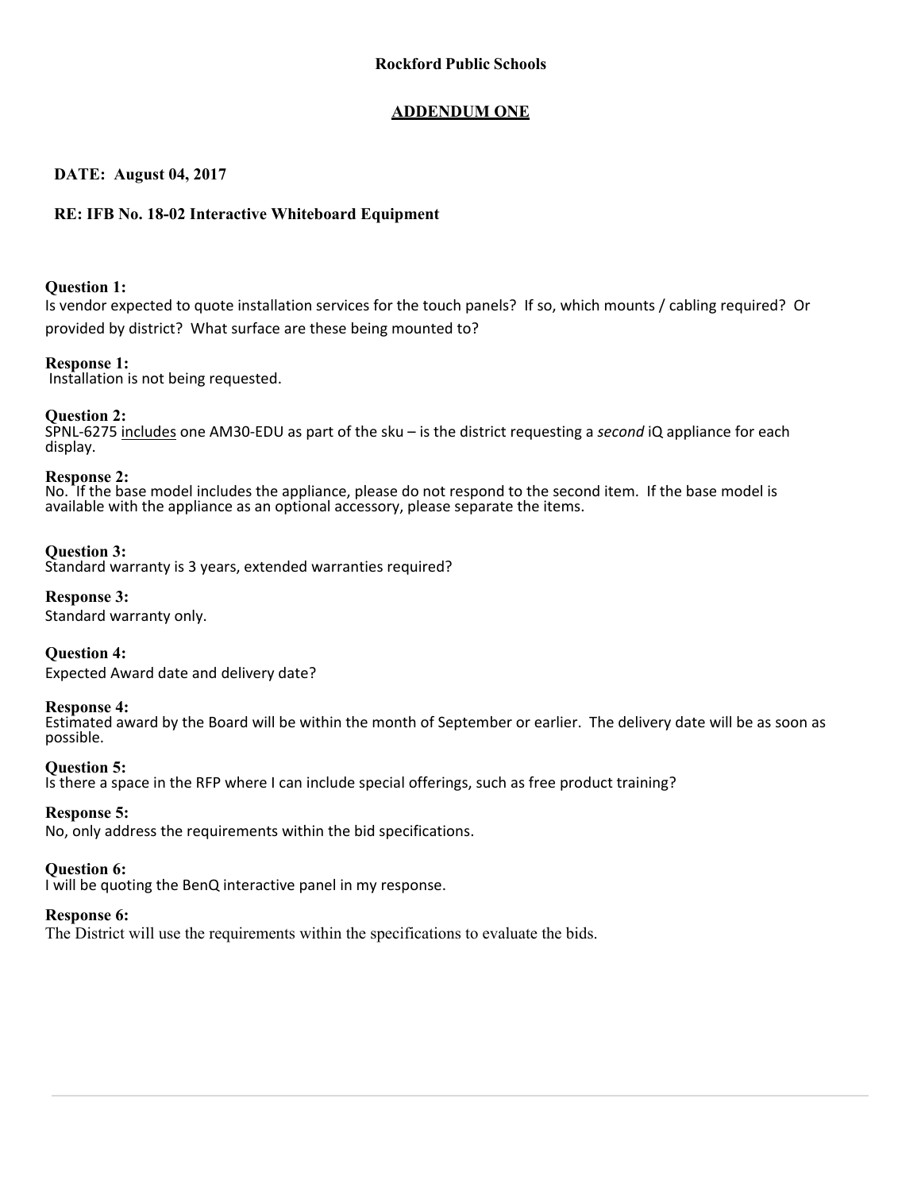**Rockford Public Schools**

## ADDENDUM ONE

**DATE: August 04, 2017**

**RE: IFB No. 18-02 Interactive Whiteboard Equipment**

**Question 1:**
Is vendor expected to quote installation services for the touch panels? If so, which mounts / cabling required? Or provided by district? What surface are these being mounted to?

**Response 1:**
Installation is not being requested.

**Question 2:**
SPNL-6275 <u>includes</u> one AM30-EDU as part of the sku – is the district requesting a *second* iQ appliance for each display.

**Response 2:**
No. If the base model includes the appliance, please do not respond to the second item. If the base model is available with the appliance as an optional accessory, please separate the items.

**Question 3:**
Standard warranty is 3 years, extended warranties required?

**Response 3:**
Standard warranty only.

**Question 4:**
Expected Award date and delivery date?

**Response 4:**
Estimated award by the Board will be within the month of September or earlier. The delivery date will be as soon as possible.

**Question 5:**
Is there a space in the RFP where I can include special offerings, such as free product training?

**Response 5:**
No, only address the requirements within the bid specifications.

**Question 6:**
I will be quoting the BenQ interactive panel in my response.

**Response 6:**
The District will use the requirements within the specifications to evaluate the bids.